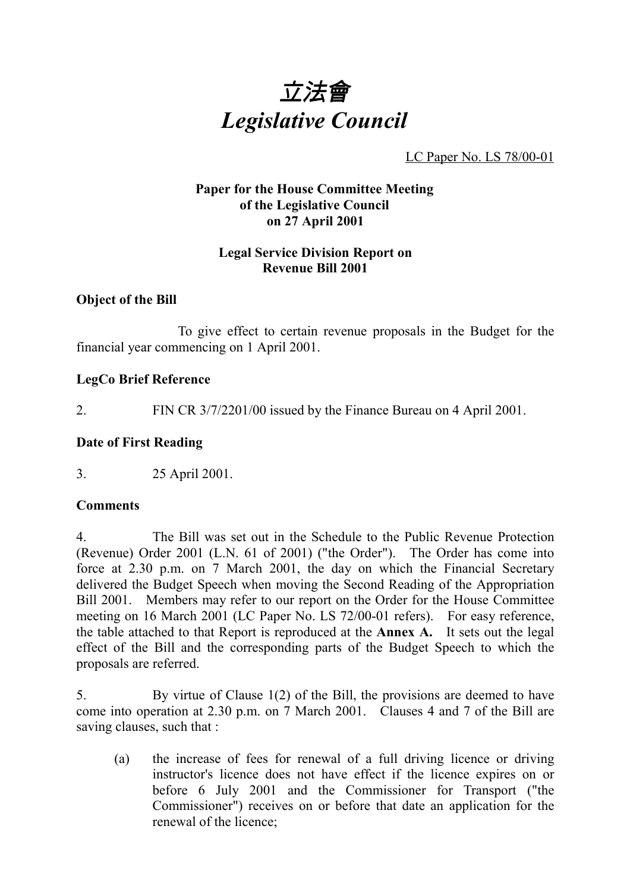# *立法會*
# *Legislative Council*

LC Paper No. LS 78/00-01

**Paper for the House Committee Meeting of the Legislative Council on 27 April 2001**

**Legal Service Division Report on Revenue Bill 2001**

### Object of the Bill

To give effect to certain revenue proposals in the Budget for the financial year commencing on 1 April 2001.

### LegCo Brief Reference

2. FIN CR 3/7/2201/00 issued by the Finance Bureau on 4 April 2001.

### Date of First Reading

3. 25 April 2001.

### Comments

4. The Bill was set out in the Schedule to the Public Revenue Protection (Revenue) Order 2001 (L.N. 61 of 2001) ("the Order"). The Order has come into force at 2.30 p.m. on 7 March 2001, the day on which the Financial Secretary delivered the Budget Speech when moving the Second Reading of the Appropriation Bill 2001. Members may refer to our report on the Order for the House Committee meeting on 16 March 2001 (LC Paper No. LS 72/00-01 refers). For easy reference, the table attached to that Report is reproduced at the **Annex A.** It sets out the legal effect of the Bill and the corresponding parts of the Budget Speech to which the proposals are referred.

5. By virtue of Clause 1(2) of the Bill, the provisions are deemed to have come into operation at 2.30 p.m. on 7 March 2001. Clauses 4 and 7 of the Bill are saving clauses, such that :

(a) the increase of fees for renewal of a full driving licence or driving instructor's licence does not have effect if the licence expires on or before 6 July 2001 and the Commissioner for Transport ("the Commissioner") receives on or before that date an application for the renewal of the licence;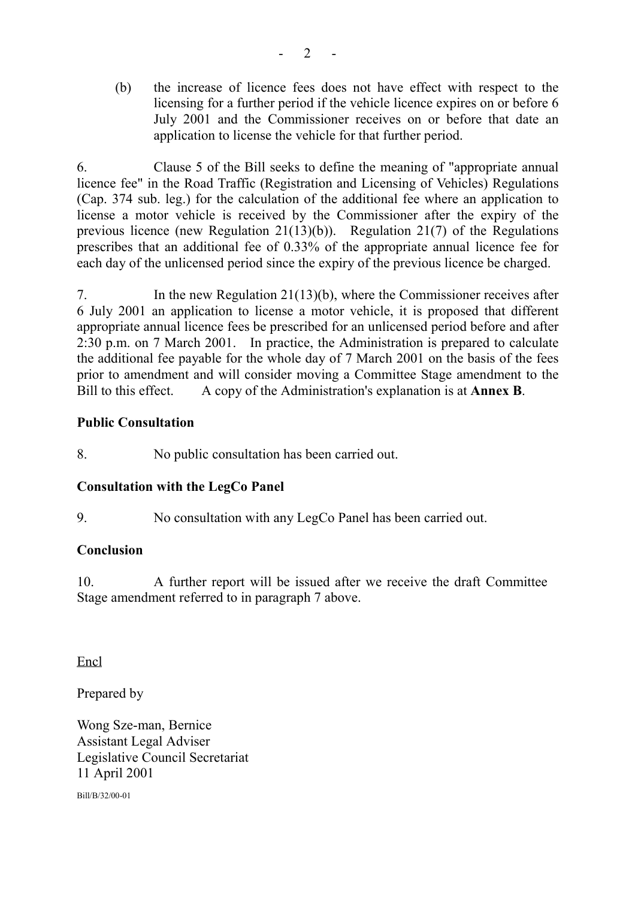(b) the increase of licence fees does not have effect with respect to the licensing for a further period if the vehicle licence expires on or before 6 July 2001 and the Commissioner receives on or before that date an application to license the vehicle for that further period.

6. Clause 5 of the Bill seeks to define the meaning of "appropriate annual licence fee" in the Road Traffic (Registration and Licensing of Vehicles) Regulations (Cap. 374 sub. leg.) for the calculation of the additional fee where an application to license a motor vehicle is received by the Commissioner after the expiry of the previous licence (new Regulation 21(13)(b)). Regulation 21(7) of the Regulations prescribes that an additional fee of 0.33% of the appropriate annual licence fee for each day of the unlicensed period since the expiry of the previous licence be charged.

7. In the new Regulation 21(13)(b), where the Commissioner receives after 6 July 2001 an application to license a motor vehicle, it is proposed that different appropriate annual licence fees be prescribed for an unlicensed period before and after 2:30 p.m. on 7 March 2001. In practice, the Administration is prepared to calculate the additional fee payable for the whole day of 7 March 2001 on the basis of the fees prior to amendment and will consider moving a Committee Stage amendment to the Bill to this effect. A copy of the Administration's explanation is at **Annex B**.

**Public Consultation**

8. No public consultation has been carried out.

**Consultation with the LegCo Panel**

9. No consultation with any LegCo Panel has been carried out.

**Conclusion**

10. A further report will be issued after we receive the draft Committee Stage amendment referred to in paragraph 7 above.

Encl

Prepared by

Wong Sze-man, Bernice
Assistant Legal Adviser
Legislative Council Secretariat
11 April 2001

Bill/B/32/00-01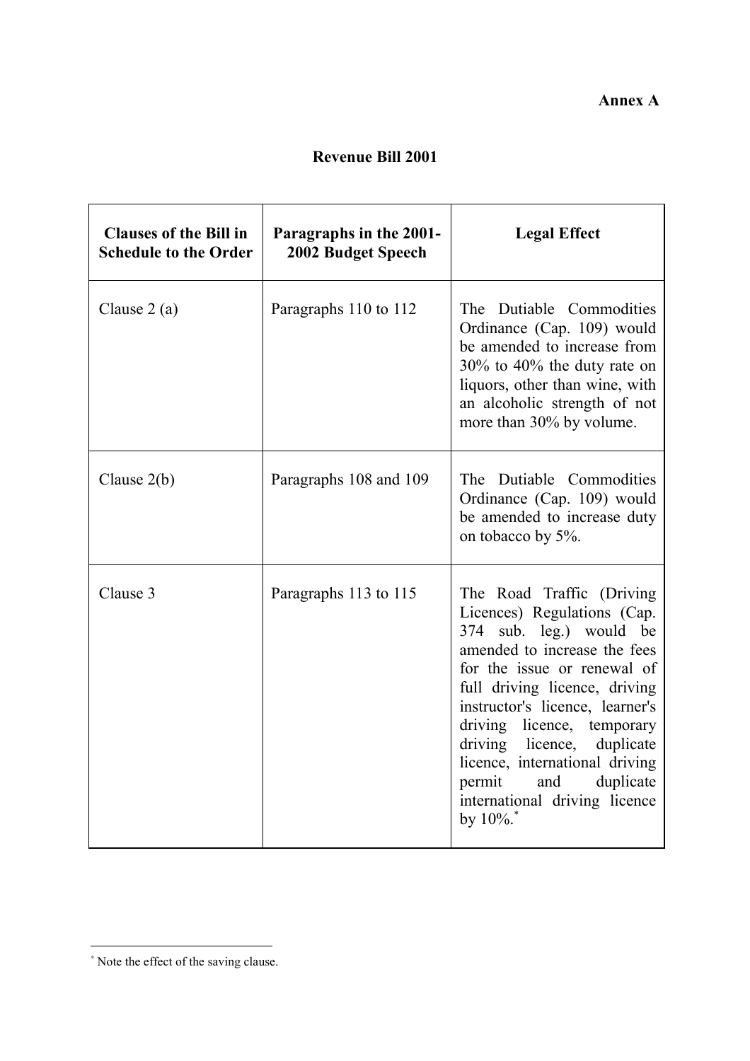**Annex A**

# Revenue Bill 2001

| Clauses of the Bill in Schedule to the Order | Paragraphs in the 2001-2002 Budget Speech | Legal Effect |
|---|---|---|
| Clause 2 (a) | Paragraphs 110 to 112 | The Dutiable Commodities Ordinance (Cap. 109) would be amended to increase from 30% to 40% the duty rate on liquors, other than wine, with an alcoholic strength of not more than 30% by volume. |
| Clause 2(b) | Paragraphs 108 and 109 | The Dutiable Commodities Ordinance (Cap. 109) would be amended to increase duty on tobacco by 5%. |
| Clause 3 | Paragraphs 113 to 115 | The Road Traffic (Driving Licences) Regulations (Cap. 374 sub. leg.) would be amended to increase the fees for the issue or renewal of full driving licence, driving instructor's licence, learner's driving licence, temporary driving licence, duplicate licence, international driving permit and duplicate international driving licence by 10%.* |

---

* Note the effect of the saving clause.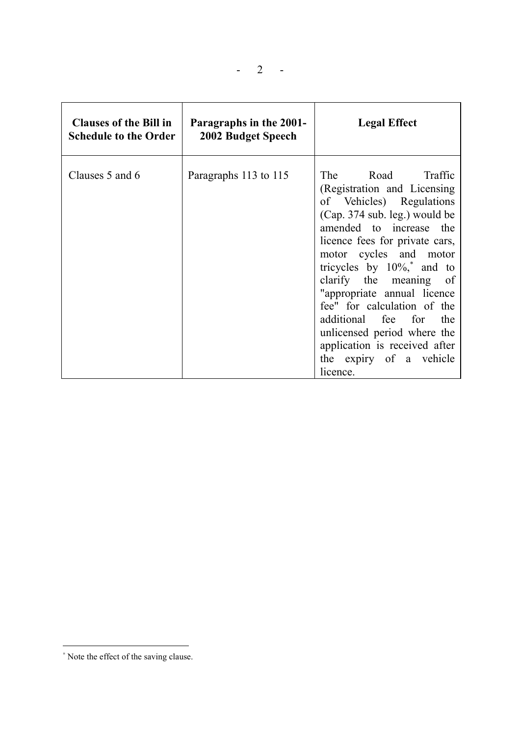| Clauses of the Bill in Schedule to the Order | Paragraphs in the 2001-2002 Budget Speech | Legal Effect |
| --- | --- | --- |
| Clauses 5 and 6 | Paragraphs 113 to 115 | The Road Traffic (Registration and Licensing of Vehicles) Regulations (Cap. 374 sub. leg.) would be amended to increase the licence fees for private cars, motor cycles and motor tricycles by 10%,[*] and to clarify the meaning of "appropriate annual licence fee" for calculation of the additional fee for the unlicensed period where the application is received after the expiry of a vehicle licence. |

[*] Note the effect of the saving clause.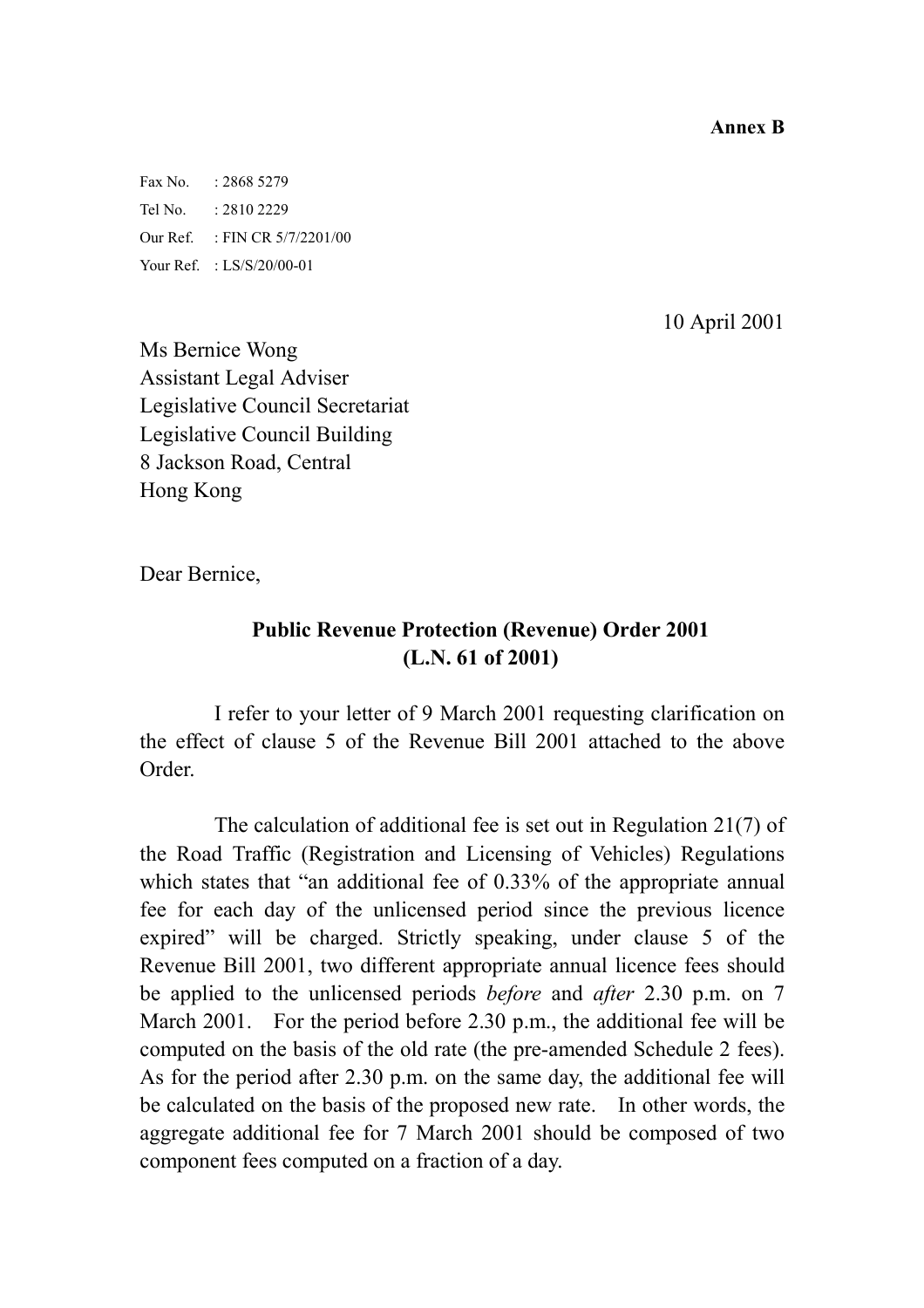**Annex B**

Fax No. : 2868 5279
Tel No. : 2810 2229
Our Ref. : FIN CR 5/7/2201/00
Your Ref. : LS/S/20/00-01

10 April 2001

Ms Bernice Wong
Assistant Legal Adviser
Legislative Council Secretariat
Legislative Council Building
8 Jackson Road, Central
Hong Kong

Dear Bernice,

**Public Revenue Protection (Revenue) Order 2001**
**(L.N. 61 of 2001)**

I refer to your letter of 9 March 2001 requesting clarification on the effect of clause 5 of the Revenue Bill 2001 attached to the above Order.

The calculation of additional fee is set out in Regulation 21(7) of the Road Traffic (Registration and Licensing of Vehicles) Regulations which states that "an additional fee of 0.33% of the appropriate annual fee for each day of the unlicensed period since the previous licence expired" will be charged. Strictly speaking, under clause 5 of the Revenue Bill 2001, two different appropriate annual licence fees should be applied to the unlicensed periods *before* and *after* 2.30 p.m. on 7 March 2001. For the period before 2.30 p.m., the additional fee will be computed on the basis of the old rate (the pre-amended Schedule 2 fees). As for the period after 2.30 p.m. on the same day, the additional fee will be calculated on the basis of the proposed new rate. In other words, the aggregate additional fee for 7 March 2001 should be composed of two component fees computed on a fraction of a day.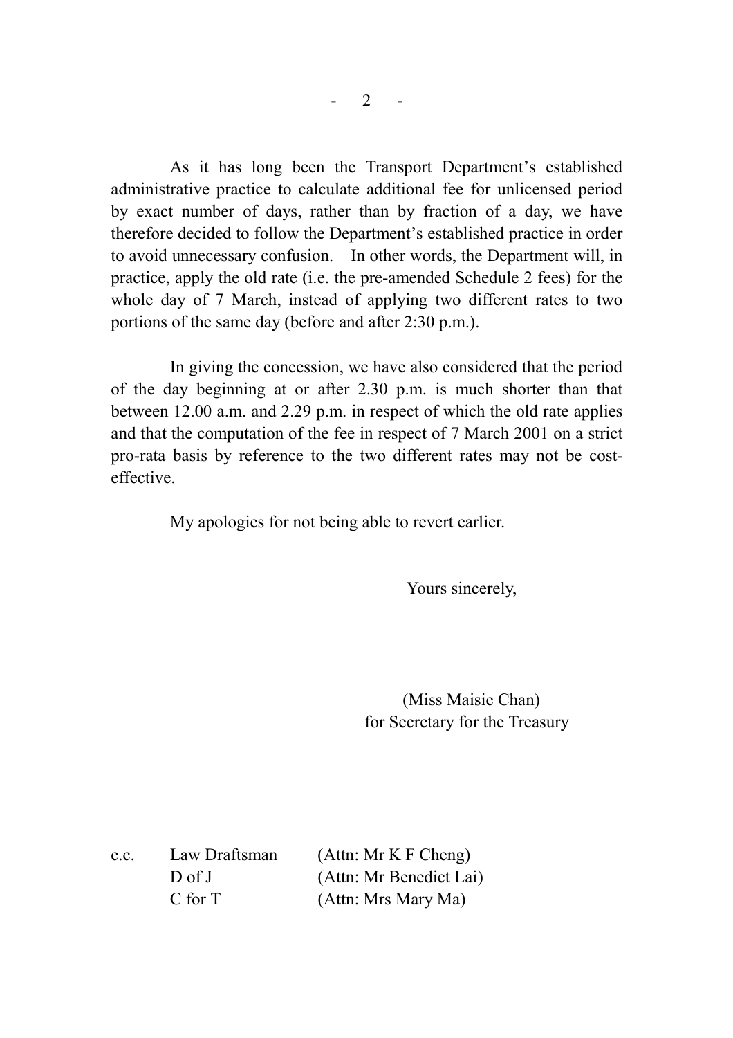As it has long been the Transport Department's established administrative practice to calculate additional fee for unlicensed period by exact number of days, rather than by fraction of a day, we have therefore decided to follow the Department's established practice in order to avoid unnecessary confusion. In other words, the Department will, in practice, apply the old rate (i.e. the pre-amended Schedule 2 fees) for the whole day of 7 March, instead of applying two different rates to two portions of the same day (before and after 2:30 p.m.).

In giving the concession, we have also considered that the period of the day beginning at or after 2.30 p.m. is much shorter than that between 12.00 a.m. and 2.29 p.m. in respect of which the old rate applies and that the computation of the fee in respect of 7 March 2001 on a strict pro-rata basis by reference to the two different rates may not be cost-effective.

My apologies for not being able to revert earlier.

Yours sincerely,

(Miss Maisie Chan)
for Secretary for the Treasury

c.c. Law Draftsman (Attn: Mr K F Cheng)
D of J (Attn: Mr Benedict Lai)
C for T (Attn: Mrs Mary Ma)